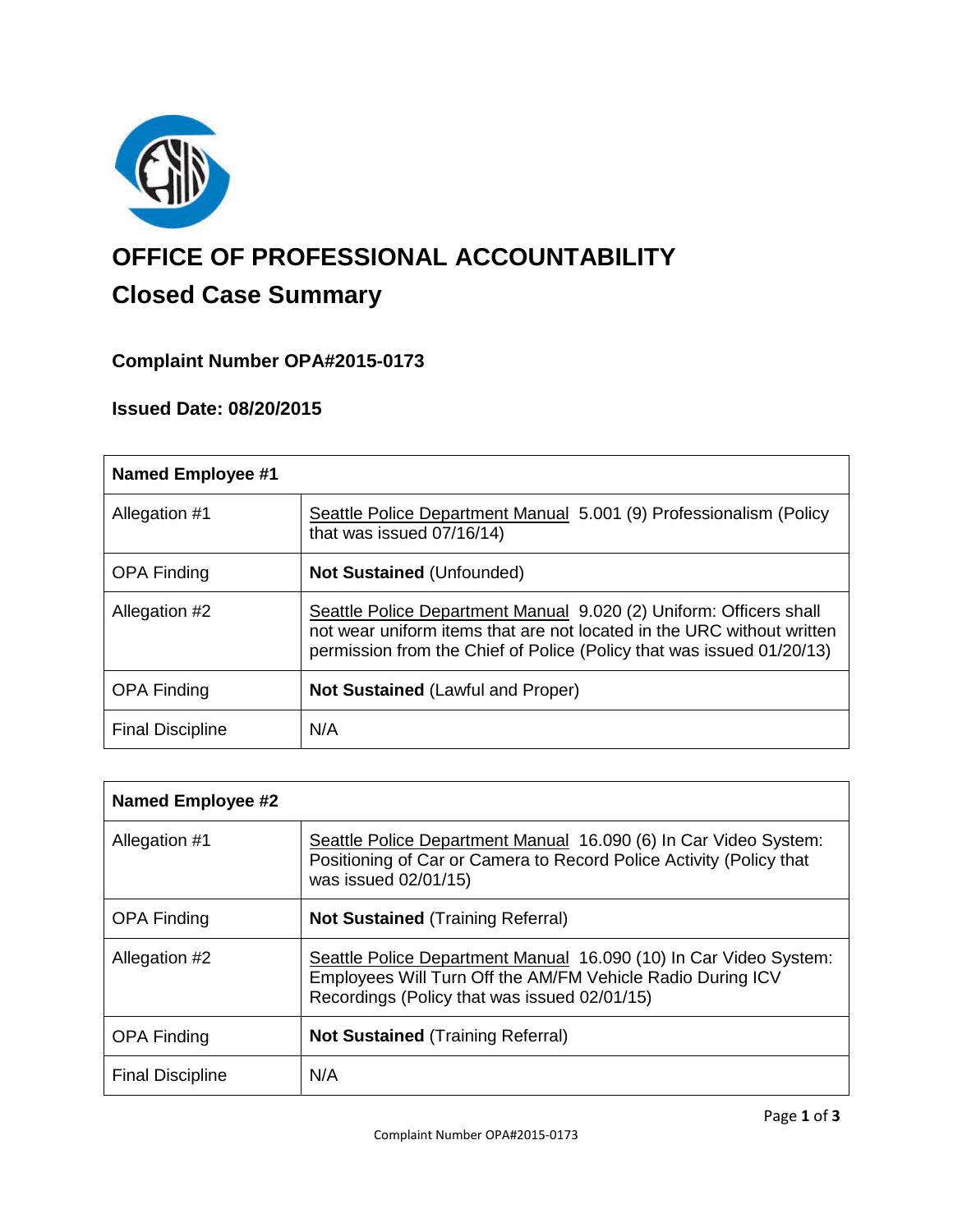# OFFICE OF PROFESSIONAL ACCOUNTABILITY

## Closed Case Summary

### Complaint Number OPA#2015-0173

### Issued Date: 08/20/2015

| **Named Employee #1** | |
|---|---|
| Allegation #1 | Seattle Police Department Manual 5.001 (9) Professionalism (Policy that was issued 07/16/14) |
| OPA Finding | **Not Sustained** (Unfounded) |
| Allegation #2 | Seattle Police Department Manual 9.020 (2) Uniform: Officers shall not wear uniform items that are not located in the URC without written permission from the Chief of Police (Policy that was issued 01/20/13) |
| OPA Finding | **Not Sustained** (Lawful and Proper) |
| Final Discipline | N/A |

| **Named Employee #2** | |
|---|---|
| Allegation #1 | Seattle Police Department Manual 16.090 (6) In Car Video System: Positioning of Car or Camera to Record Police Activity (Policy that was issued 02/01/15) |
| OPA Finding | **Not Sustained** (Training Referral) |
| Allegation #2 | Seattle Police Department Manual 16.090 (10) In Car Video System: Employees Will Turn Off the AM/FM Vehicle Radio During ICV Recordings (Policy that was issued 02/01/15) |
| OPA Finding | **Not Sustained** (Training Referral) |
| Final Discipline | N/A |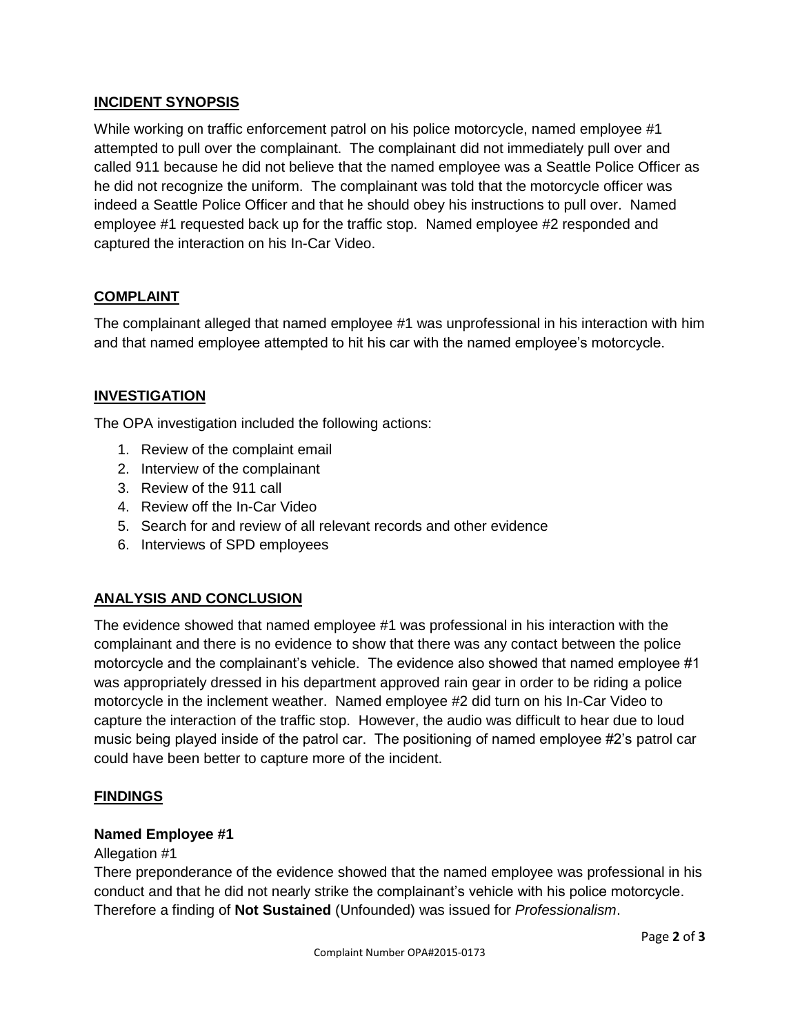## INCIDENT SYNOPSIS

While working on traffic enforcement patrol on his police motorcycle, named employee #1 attempted to pull over the complainant. The complainant did not immediately pull over and called 911 because he did not believe that the named employee was a Seattle Police Officer as he did not recognize the uniform. The complainant was told that the motorcycle officer was indeed a Seattle Police Officer and that he should obey his instructions to pull over. Named employee #1 requested back up for the traffic stop. Named employee #2 responded and captured the interaction on his In-Car Video.

## COMPLAINT

The complainant alleged that named employee #1 was unprofessional in his interaction with him and that named employee attempted to hit his car with the named employee's motorcycle.

## INVESTIGATION

The OPA investigation included the following actions:

1. Review of the complaint email
2. Interview of the complainant
3. Review of the 911 call
4. Review off the In-Car Video
5. Search for and review of all relevant records and other evidence
6. Interviews of SPD employees

## ANALYSIS AND CONCLUSION

The evidence showed that named employee #1 was professional in his interaction with the complainant and there is no evidence to show that there was any contact between the police motorcycle and the complainant's vehicle. The evidence also showed that named employee #1 was appropriately dressed in his department approved rain gear in order to be riding a police motorcycle in the inclement weather. Named employee #2 did turn on his In-Car Video to capture the interaction of the traffic stop. However, the audio was difficult to hear due to loud music being played inside of the patrol car. The positioning of named employee #2's patrol car could have been better to capture more of the incident.

## FINDINGS

### Named Employee #1

Allegation #1

There preponderance of the evidence showed that the named employee was professional in his conduct and that he did not nearly strike the complainant's vehicle with his police motorcycle. Therefore a finding of **Not Sustained** (Unfounded) was issued for *Professionalism*.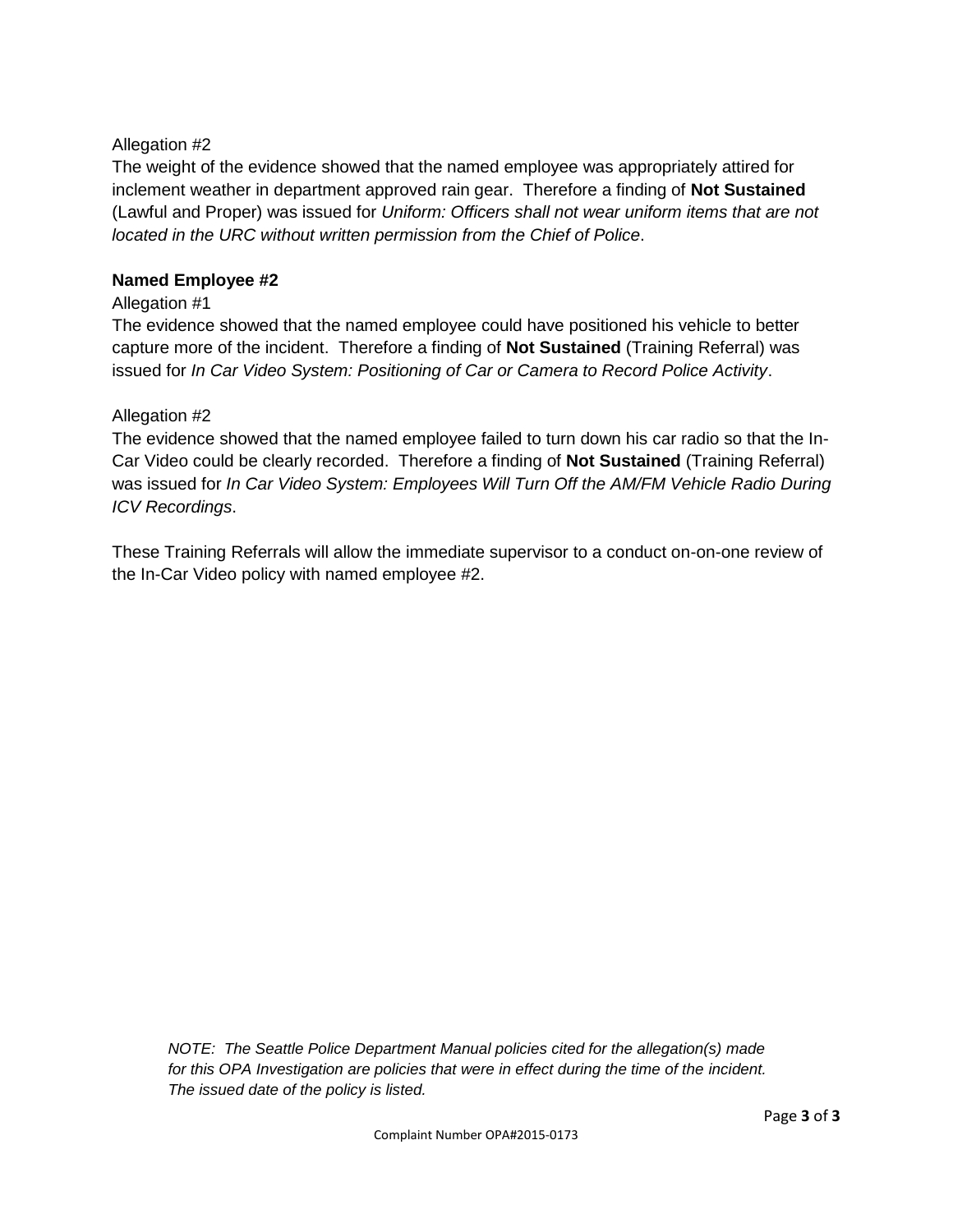Allegation #2

The weight of the evidence showed that the named employee was appropriately attired for inclement weather in department approved rain gear. Therefore a finding of **Not Sustained** (Lawful and Proper) was issued for *Uniform: Officers shall not wear uniform items that are not located in the URC without written permission from the Chief of Police*.

**Named Employee #2**

Allegation #1

The evidence showed that the named employee could have positioned his vehicle to better capture more of the incident. Therefore a finding of **Not Sustained** (Training Referral) was issued for *In Car Video System: Positioning of Car or Camera to Record Police Activity*.

Allegation #2

The evidence showed that the named employee failed to turn down his car radio so that the In-Car Video could be clearly recorded. Therefore a finding of **Not Sustained** (Training Referral) was issued for *In Car Video System: Employees Will Turn Off the AM/FM Vehicle Radio During ICV Recordings*.

These Training Referrals will allow the immediate supervisor to a conduct on-on-one review of the In-Car Video policy with named employee #2.

*NOTE: The Seattle Police Department Manual policies cited for the allegation(s) made for this OPA Investigation are policies that were in effect during the time of the incident. The issued date of the policy is listed.*

Complaint Number OPA#2015-0173